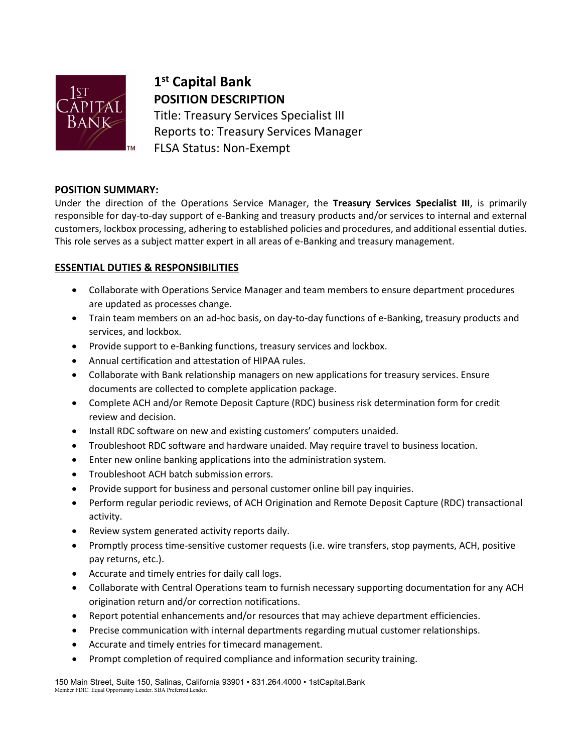# 1st Capital Bank

## POSITION DESCRIPTION

Title: Treasury Services Specialist III
Reports to: Treasury Services Manager
FLSA Status: Non-Exempt

## POSITION SUMMARY:

Under the direction of the Operations Service Manager, the **Treasury Services Specialist III**, is primarily responsible for day-to-day support of e-Banking and treasury products and/or services to internal and external customers, lockbox processing, adhering to established policies and procedures, and additional essential duties. This role serves as a subject matter expert in all areas of e-Banking and treasury management.

## ESSENTIAL DUTIES & RESPONSIBILITIES

- Collaborate with Operations Service Manager and team members to ensure department procedures are updated as processes change.
- Train team members on an ad-hoc basis, on day-to-day functions of e-Banking, treasury products and services, and lockbox.
- Provide support to e-Banking functions, treasury services and lockbox.
- Annual certification and attestation of HIPAA rules.
- Collaborate with Bank relationship managers on new applications for treasury services. Ensure documents are collected to complete application package.
- Complete ACH and/or Remote Deposit Capture (RDC) business risk determination form for credit review and decision.
- Install RDC software on new and existing customers' computers unaided.
- Troubleshoot RDC software and hardware unaided. May require travel to business location.
- Enter new online banking applications into the administration system.
- Troubleshoot ACH batch submission errors.
- Provide support for business and personal customer online bill pay inquiries.
- Perform regular periodic reviews, of ACH Origination and Remote Deposit Capture (RDC) transactional activity.
- Review system generated activity reports daily.
- Promptly process time-sensitive customer requests (i.e. wire transfers, stop payments, ACH, positive pay returns, etc.).
- Accurate and timely entries for daily call logs.
- Collaborate with Central Operations team to furnish necessary supporting documentation for any ACH origination return and/or correction notifications.
- Report potential enhancements and/or resources that may achieve department efficiencies.
- Precise communication with internal departments regarding mutual customer relationships.
- Accurate and timely entries for timecard management.
- Prompt completion of required compliance and information security training.

150 Main Street, Suite 150, Salinas, California 93901 • 831.264.4000 • 1stCapital.Bank
Member FDIC. Equal Opportunity Lender. SBA Preferred Lender.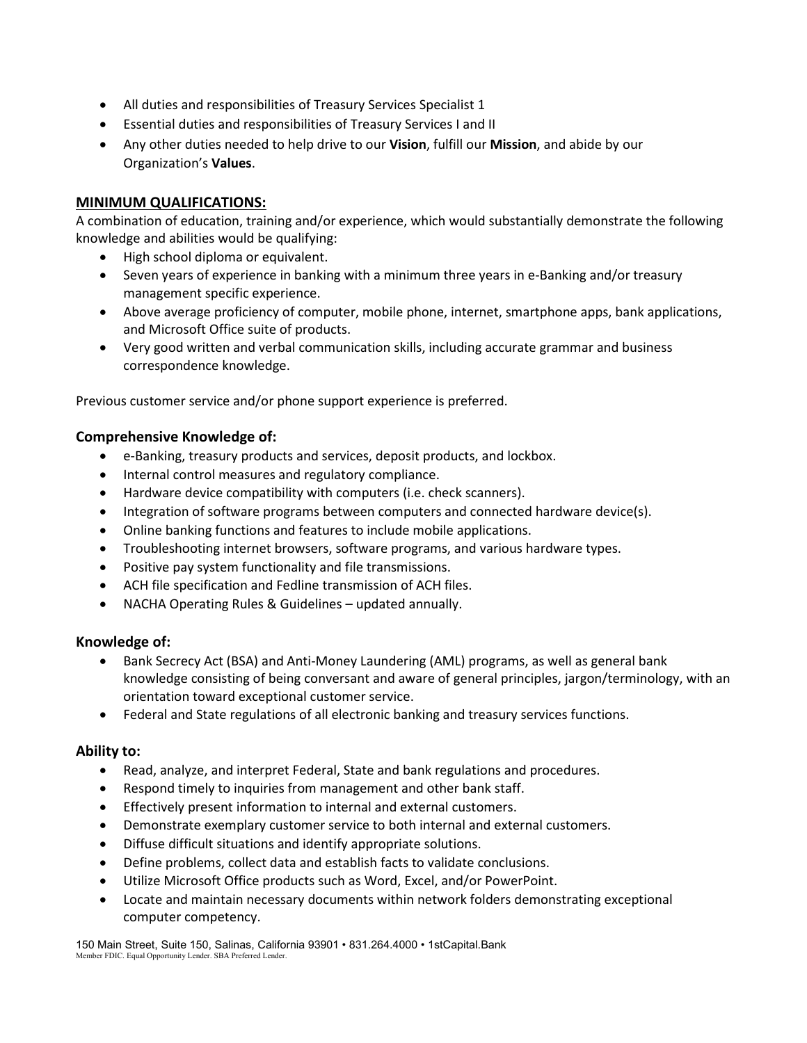- All duties and responsibilities of Treasury Services Specialist 1
- Essential duties and responsibilities of Treasury Services I and II
- Any other duties needed to help drive to our **Vision**, fulfill our **Mission**, and abide by our Organization's **Values**.

## MINIMUM QUALIFICATIONS:

A combination of education, training and/or experience, which would substantially demonstrate the following knowledge and abilities would be qualifying:

- High school diploma or equivalent.
- Seven years of experience in banking with a minimum three years in e-Banking and/or treasury management specific experience.
- Above average proficiency of computer, mobile phone, internet, smartphone apps, bank applications, and Microsoft Office suite of products.
- Very good written and verbal communication skills, including accurate grammar and business correspondence knowledge.

Previous customer service and/or phone support experience is preferred.

### Comprehensive Knowledge of:

- e-Banking, treasury products and services, deposit products, and lockbox.
- Internal control measures and regulatory compliance.
- Hardware device compatibility with computers (i.e. check scanners).
- Integration of software programs between computers and connected hardware device(s).
- Online banking functions and features to include mobile applications.
- Troubleshooting internet browsers, software programs, and various hardware types.
- Positive pay system functionality and file transmissions.
- ACH file specification and Fedline transmission of ACH files.
- NACHA Operating Rules & Guidelines – updated annually.

### Knowledge of:

- Bank Secrecy Act (BSA) and Anti-Money Laundering (AML) programs, as well as general bank knowledge consisting of being conversant and aware of general principles, jargon/terminology, with an orientation toward exceptional customer service.
- Federal and State regulations of all electronic banking and treasury services functions.

### Ability to:

- Read, analyze, and interpret Federal, State and bank regulations and procedures.
- Respond timely to inquiries from management and other bank staff.
- Effectively present information to internal and external customers.
- Demonstrate exemplary customer service to both internal and external customers.
- Diffuse difficult situations and identify appropriate solutions.
- Define problems, collect data and establish facts to validate conclusions.
- Utilize Microsoft Office products such as Word, Excel, and/or PowerPoint.
- Locate and maintain necessary documents within network folders demonstrating exceptional computer competency.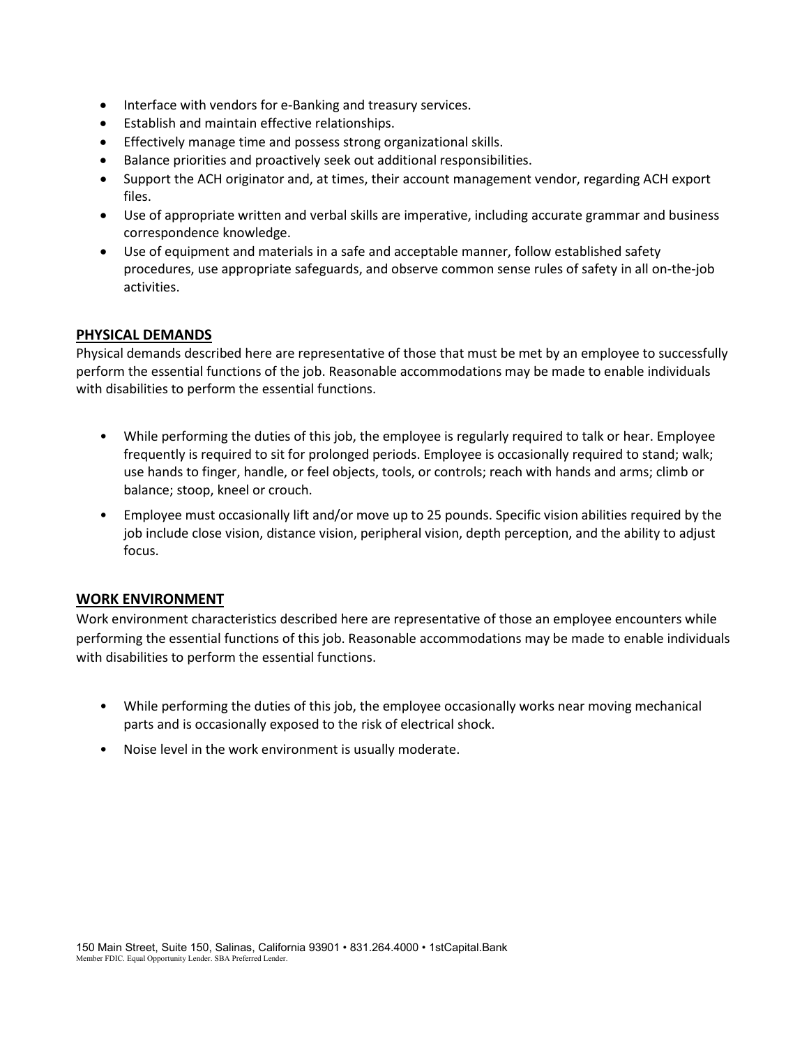- Interface with vendors for e-Banking and treasury services.
- Establish and maintain effective relationships.
- Effectively manage time and possess strong organizational skills.
- Balance priorities and proactively seek out additional responsibilities.
- Support the ACH originator and, at times, their account management vendor, regarding ACH export files.
- Use of appropriate written and verbal skills are imperative, including accurate grammar and business correspondence knowledge.
- Use of equipment and materials in a safe and acceptable manner, follow established safety procedures, use appropriate safeguards, and observe common sense rules of safety in all on-the-job activities.

## PHYSICAL DEMANDS

Physical demands described here are representative of those that must be met by an employee to successfully perform the essential functions of the job. Reasonable accommodations may be made to enable individuals with disabilities to perform the essential functions.

- While performing the duties of this job, the employee is regularly required to talk or hear. Employee frequently is required to sit for prolonged periods. Employee is occasionally required to stand; walk; use hands to finger, handle, or feel objects, tools, or controls; reach with hands and arms; climb or balance; stoop, kneel or crouch.
- Employee must occasionally lift and/or move up to 25 pounds. Specific vision abilities required by the job include close vision, distance vision, peripheral vision, depth perception, and the ability to adjust focus.

## WORK ENVIRONMENT

Work environment characteristics described here are representative of those an employee encounters while performing the essential functions of this job. Reasonable accommodations may be made to enable individuals with disabilities to perform the essential functions.

- While performing the duties of this job, the employee occasionally works near moving mechanical parts and is occasionally exposed to the risk of electrical shock.
- Noise level in the work environment is usually moderate.